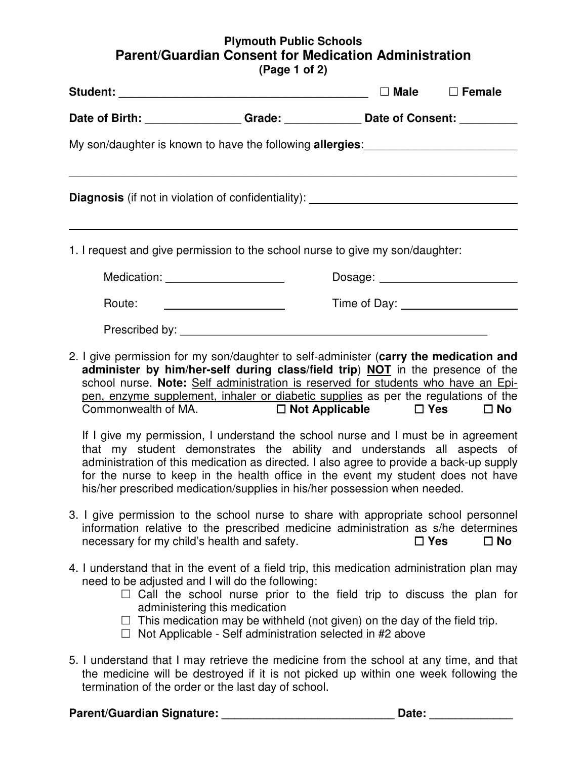**Plymouth Public Schools**

# Parent/Guardian Consent for Medication Administration

**(Page 1 of 2)**

**Student:** ________________________________________ ☐ **Male** ☐ **Female**

**Date of Birth:** _______________ **Grade:** ____________ **Date of Consent:** _________

My son/daughter is known to have the following **allergies**:________________________

______________________________________________________________________

**Diagnosis** (if not in violation of confidentiality): ______________________________

______________________________________________________________________

1. I request and give permission to the school nurse to give my son/daughter:

   Medication: __________________ Dosage: ______________________

   Route: ____________________ Time of Day: ___________________

   Prescribed by: __________________________________________________

2. I give permission for my son/daughter to self-administer (**carry the medication and administer by him/her-self during class/field trip**) **NOT** in the presence of the school nurse. **Note:** Self administration is reserved for students who have an Epi-pen, enzyme supplement, inhaler or diabetic supplies as per the regulations of the Commonwealth of MA. ☐ **Not Applicable** ☐ **Yes** ☐ **No**

   If I give my permission, I understand the school nurse and I must be in agreement that my student demonstrates the ability and understands all aspects of administration of this medication as directed. I also agree to provide a back-up supply for the nurse to keep in the health office in the event my student does not have his/her prescribed medication/supplies in his/her possession when needed.

3. I give permission to the school nurse to share with appropriate school personnel information relative to the prescribed medicine administration as s/he determines necessary for my child's health and safety. ☐ **Yes** ☐ **No**

4. I understand that in the event of a field trip, this medication administration plan may need to be adjusted and I will do the following:
   - ☐ Call the school nurse prior to the field trip to discuss the plan for administering this medication
   - ☐ This medication may be withheld (not given) on the day of the field trip.
   - ☐ Not Applicable - Self administration selected in #2 above

5. I understand that I may retrieve the medicine from the school at any time, and that the medicine will be destroyed if it is not picked up within one week following the termination of the order or the last day of school.

**Parent/Guardian Signature:** ____________________________ **Date:** _____________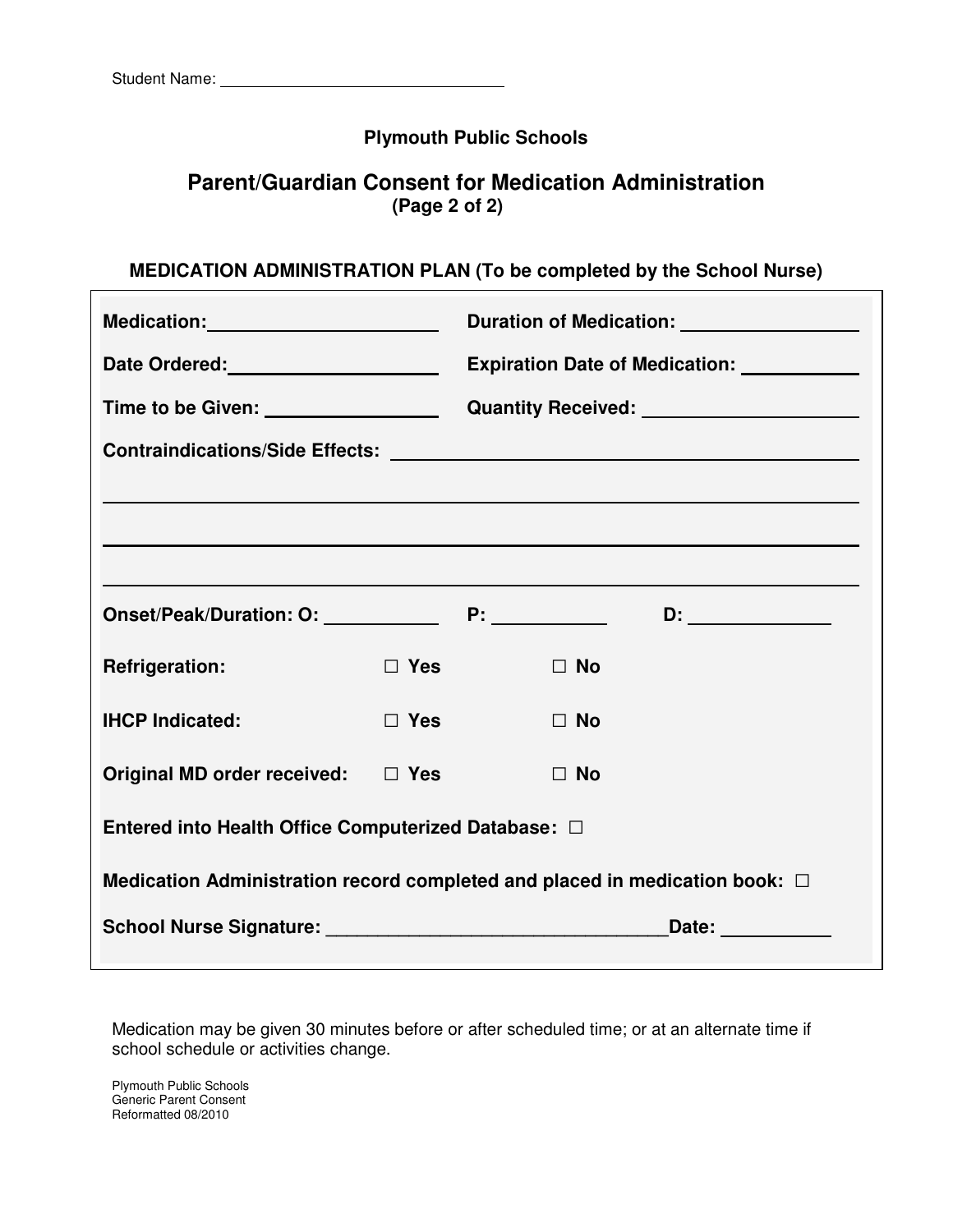Student Name: ______________________________

**Plymouth Public Schools**

## Parent/Guardian Consent for Medication Administration
**(Page 2 of 2)**

### MEDICATION ADMINISTRATION PLAN (To be completed by the School Nurse)

**Medication:** ____________________ **Duration of Medication:** ________________

**Date Ordered:** ____________________ **Expiration Date of Medication:** __________

**Time to be Given:** ________________ **Quantity Received:** ____________________

**Contraindications/Side Effects:** ________________________________________

______________________________________________________________________

______________________________________________________________________

______________________________________________________________________

**Onset/Peak/Duration: O:** __________ **P:** __________ **D:** ____________

**Refrigeration:** ☐ Yes ☐ No

**IHCP Indicated:** ☐ Yes ☐ No

**Original MD order received:** ☐ Yes ☐ No

**Entered into Health Office Computerized Database:** ☐

**Medication Administration record completed and placed in medication book:** ☐

**School Nurse Signature:** ________________________________**Date:** __________

Medication may be given 30 minutes before or after scheduled time; or at an alternate time if school schedule or activities change.

Plymouth Public Schools
Generic Parent Consent
Reformatted 08/2010